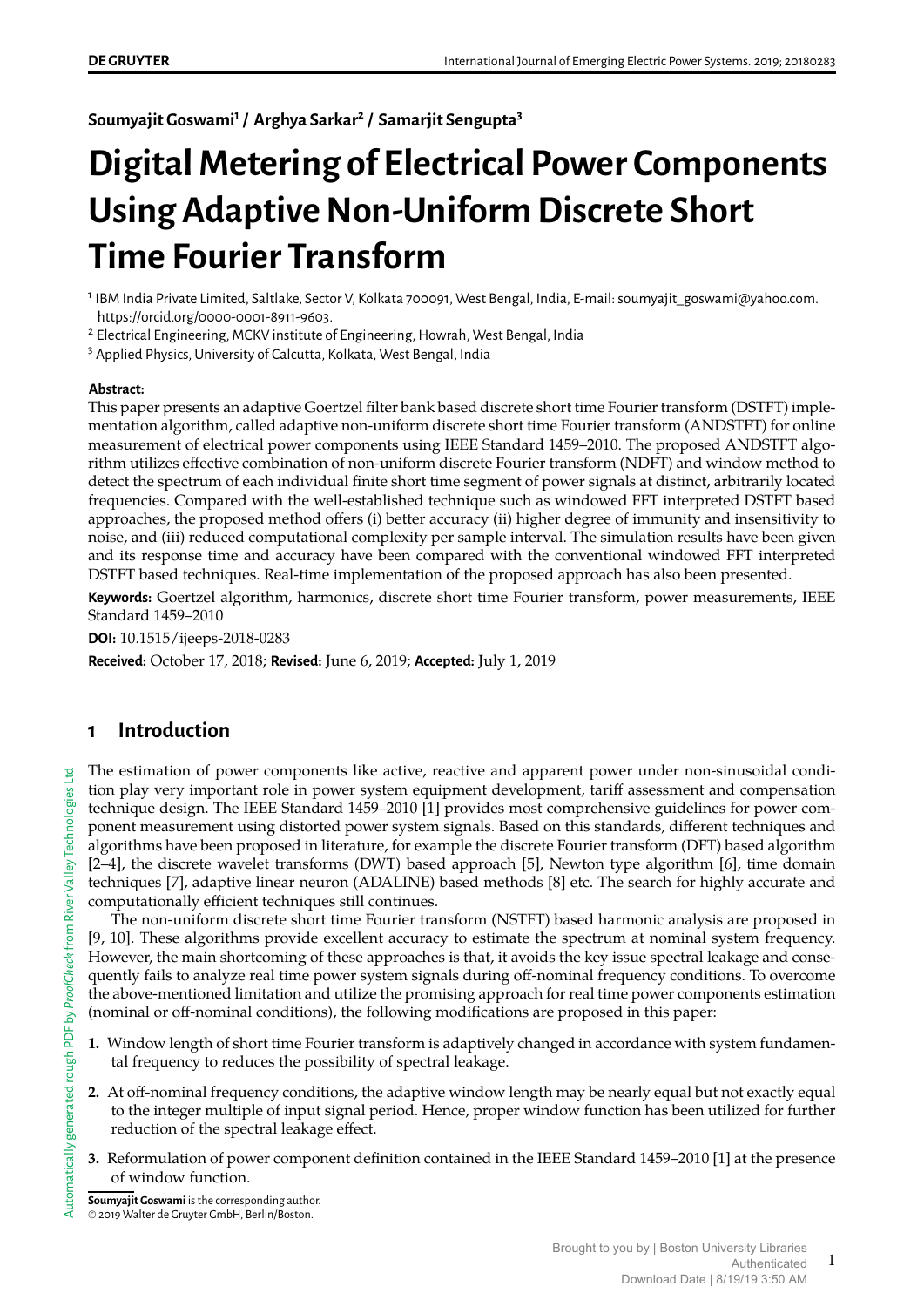**Soumyajit Goswami[1] / Arghya Sarkar[2] / Samarjit Sengupta[3]**

# Digital Metering of Electrical Power Components Using Adaptive Non-Uniform Discrete Short Time Fourier Transform

[1] IBM India Private Limited, Saltlake, Sector V, Kolkata 700091, West Bengal, India, E-mail: soumyajit_goswami@yahoo.com. https://orcid.org/0000-0001-8911-9603.

[2] Electrical Engineering, MCKV institute of Engineering, Howrah, West Bengal, India

[3] Applied Physics, University of Calcutta, Kolkata, West Bengal, India

**Abstract:**

This paper presents an adaptive Goertzel filter bank based discrete short time Fourier transform (DSTFT) implementation algorithm, called adaptive non-uniform discrete short time Fourier transform (ANDSTFT) for online measurement of electrical power components using IEEE Standard 1459–2010. The proposed ANDSTFT algorithm utilizes effective combination of non-uniform discrete Fourier transform (NDFT) and window method to detect the spectrum of each individual finite short time segment of power signals at distinct, arbitrarily located frequencies. Compared with the well-established technique such as windowed FFT interpreted DSTFT based approaches, the proposed method offers (i) better accuracy (ii) higher degree of immunity and insensitivity to noise, and (iii) reduced computational complexity per sample interval. The simulation results have been given and its response time and accuracy have been compared with the conventional windowed FFT interpreted DSTFT based techniques. Real-time implementation of the proposed approach has also been presented.

**Keywords:** Goertzel algorithm, harmonics, discrete short time Fourier transform, power measurements, IEEE Standard 1459–2010

**DOI:** 10.1515/ijeeps-2018-0283

**Received:** October 17, 2018; **Revised:** June 6, 2019; **Accepted:** July 1, 2019

## 1 Introduction

The estimation of power components like active, reactive and apparent power under non-sinusoidal condition play very important role in power system equipment development, tariff assessment and compensation technique design. The IEEE Standard 1459–2010 [1] provides most comprehensive guidelines for power component measurement using distorted power system signals. Based on this standards, different techniques and algorithms have been proposed in literature, for example the discrete Fourier transform (DFT) based algorithm [2–4], the discrete wavelet transforms (DWT) based approach [5], Newton type algorithm [6], time domain techniques [7], adaptive linear neuron (ADALINE) based methods [8] etc. The search for highly accurate and computationally efficient techniques still continues.

The non-uniform discrete short time Fourier transform (NSTFT) based harmonic analysis are proposed in [9, 10]. These algorithms provide excellent accuracy to estimate the spectrum at nominal system frequency. However, the main shortcoming of these approaches is that, it avoids the key issue spectral leakage and consequently fails to analyze real time power system signals during off-nominal frequency conditions. To overcome the above-mentioned limitation and utilize the promising approach for real time power components estimation (nominal or off-nominal conditions), the following modifications are proposed in this paper:

1. Window length of short time Fourier transform is adaptively changed in accordance with system fundamental frequency to reduces the possibility of spectral leakage.
2. At off-nominal frequency conditions, the adaptive window length may be nearly equal but not exactly equal to the integer multiple of input signal period. Hence, proper window function has been utilized for further reduction of the spectral leakage effect.
3. Reformulation of power component definition contained in the IEEE Standard 1459–2010 [1] at the presence of window function.

**Soumyajit Goswami** is the corresponding author.
© 2019 Walter de Gruyter GmbH, Berlin/Boston.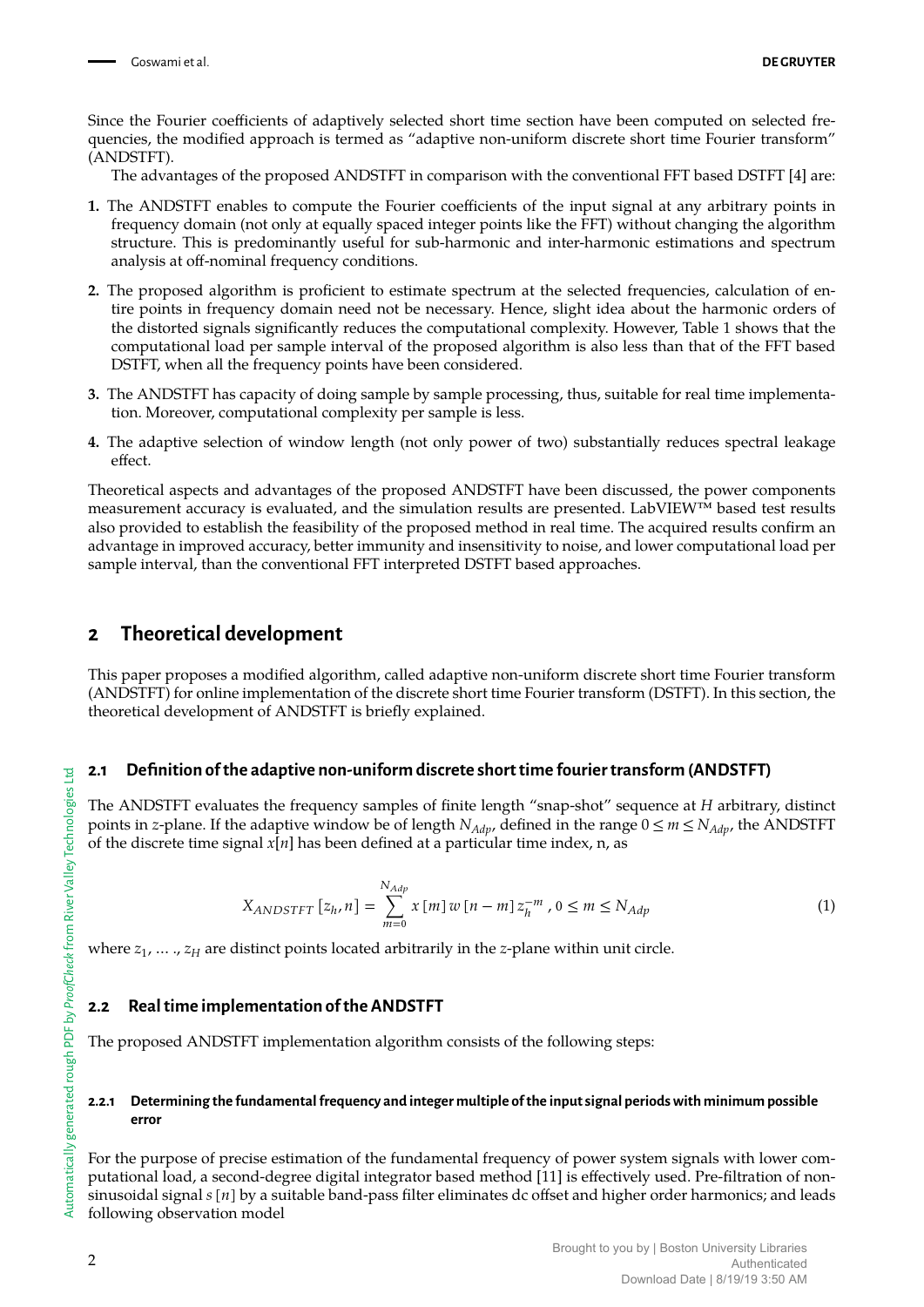Since the Fourier coefficients of adaptively selected short time section have been computed on selected frequencies, the modified approach is termed as "adaptive non-uniform discrete short time Fourier transform" (ANDSTFT).

The advantages of the proposed ANDSTFT in comparison with the conventional FFT based DSTFT [4] are:

1. The ANDSTFT enables to compute the Fourier coefficients of the input signal at any arbitrary points in frequency domain (not only at equally spaced integer points like the FFT) without changing the algorithm structure. This is predominantly useful for sub-harmonic and inter-harmonic estimations and spectrum analysis at off-nominal frequency conditions.
2. The proposed algorithm is proficient to estimate spectrum at the selected frequencies, calculation of entire points in frequency domain need not be necessary. Hence, slight idea about the harmonic orders of the distorted signals significantly reduces the computational complexity. However, Table 1 shows that the computational load per sample interval of the proposed algorithm is also less than that of the FFT based DSTFT, when all the frequency points have been considered.
3. The ANDSTFT has capacity of doing sample by sample processing, thus, suitable for real time implementation. Moreover, computational complexity per sample is less.
4. The adaptive selection of window length (not only power of two) substantially reduces spectral leakage effect.

Theoretical aspects and advantages of the proposed ANDSTFT have been discussed, the power components measurement accuracy is evaluated, and the simulation results are presented. LabVIEW™ based test results also provided to establish the feasibility of the proposed method in real time. The acquired results confirm an advantage in improved accuracy, better immunity and insensitivity to noise, and lower computational load per sample interval, than the conventional FFT interpreted DSTFT based approaches.

## 2 Theoretical development

This paper proposes a modified algorithm, called adaptive non-uniform discrete short time Fourier transform (ANDSTFT) for online implementation of the discrete short time Fourier transform (DSTFT). In this section, the theoretical development of ANDSTFT is briefly explained.

### 2.1 Definition of the adaptive non-uniform discrete short time fourier transform (ANDSTFT)

The ANDSTFT evaluates the frequency samples of finite length "snap-shot" sequence at $H$ arbitrary, distinct points in $z$-plane. If the adaptive window be of length $N_{Adp}$, defined in the range $0 \leq m \leq N_{Adp}$, the ANDSTFT of the discrete time signal $x[n]$ has been defined at a particular time index, n, as

$$X_{ANDSTFT}\left[z_h, n\right] = \sum_{m=0}^{N_{Adp}} x\left[m\right] w\left[n-m\right] z_h^{-m} \text{ , } 0 \leq m \leq N_{Adp} \tag{1}$$

where $z_1, \ldots ., z_H$ are distinct points located arbitrarily in the $z$-plane within unit circle.

### 2.2 Real time implementation of the ANDSTFT

The proposed ANDSTFT implementation algorithm consists of the following steps:

#### 2.2.1 Determining the fundamental frequency and integer multiple of the input signal periods with minimum possible error

For the purpose of precise estimation of the fundamental frequency of power system signals with lower computational load, a second-degree digital integrator based method [11] is effectively used. Pre-filtration of non-sinusoidal signal $s\left[n\right]$ by a suitable band-pass filter eliminates dc offset and higher order harmonics; and leads following observation model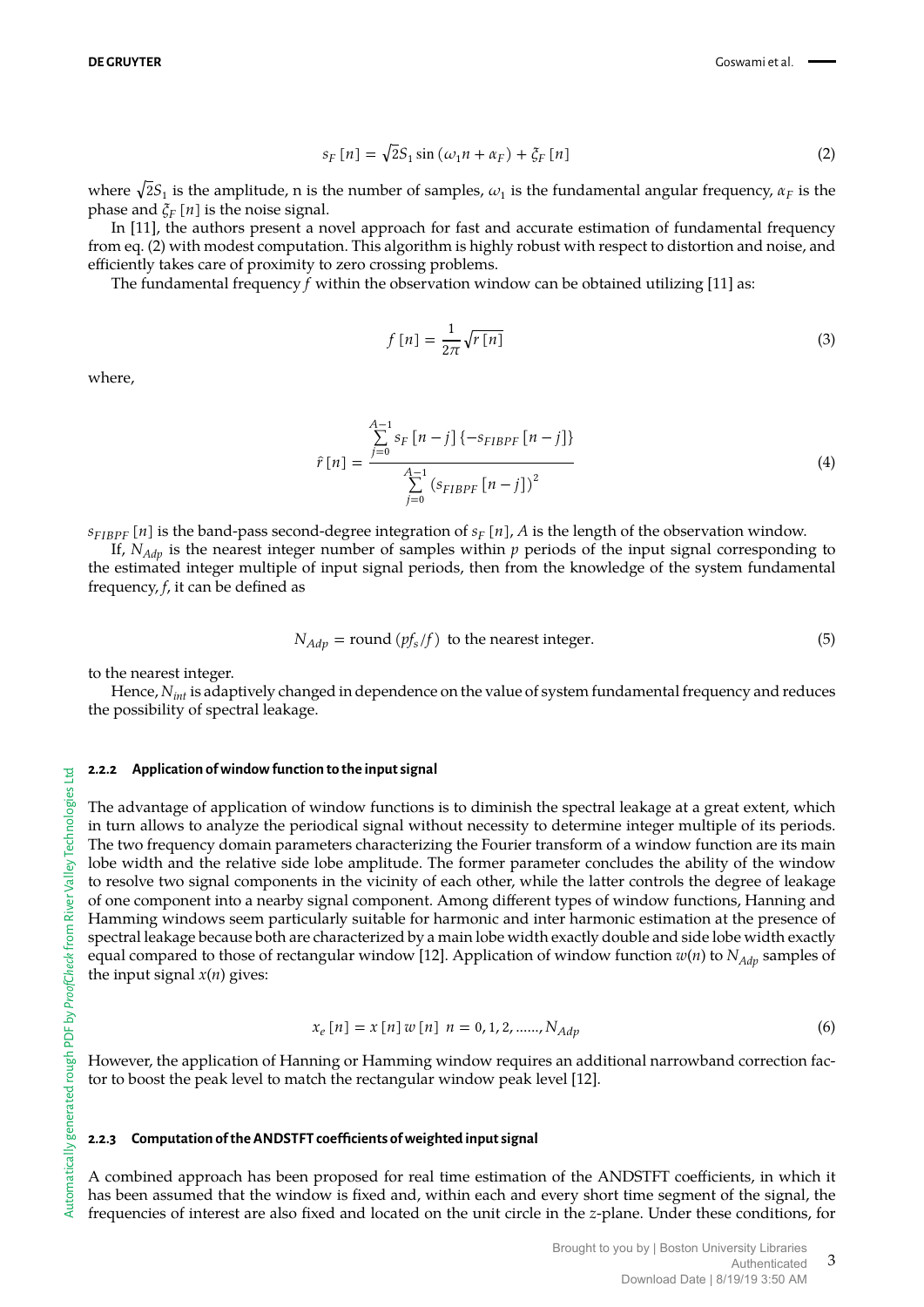$$s_F[n] = \sqrt{2}S_1 \sin(\omega_1 n + \alpha_F) + \xi_F[n] \tag{2}$$

where $\sqrt{2}S_1$ is the amplitude, n is the number of samples, $\omega_1$ is the fundamental angular frequency, $\alpha_F$ is the phase and $\xi_F[n]$ is the noise signal.

In [11], the authors present a novel approach for fast and accurate estimation of fundamental frequency from eq. (2) with modest computation. This algorithm is highly robust with respect to distortion and noise, and efficiently takes care of proximity to zero crossing problems.

The fundamental frequency $f$ within the observation window can be obtained utilizing [11] as:

$$f[n] = \frac{1}{2\pi}\sqrt{r[n]} \tag{3}$$

where,

$$\hat{r}[n] = \frac{\sum_{j=0}^{A-1} s_F[n-j]\{-s_{FIBPF}[n-j]\}}{\sum_{j=0}^{A-1} (s_{FIBPF}[n-j])^2} \tag{4}$$

$s_{FIBPF}[n]$ is the band-pass second-degree integration of $s_F[n]$, $A$ is the length of the observation window.

If, $N_{Adp}$ is the nearest integer number of samples within $p$ periods of the input signal corresponding to the estimated integer multiple of input signal periods, then from the knowledge of the system fundamental frequency, $f$, it can be defined as

$$N_{Adp} = \text{round}(pf_s/f) \text{ to the nearest integer.} \tag{5}$$

to the nearest integer.

Hence, $N_{int}$ is adaptively changed in dependence on the value of system fundamental frequency and reduces the possibility of spectral leakage.

#### 2.2.2 Application of window function to the input signal

The advantage of application of window functions is to diminish the spectral leakage at a great extent, which in turn allows to analyze the periodical signal without necessity to determine integer multiple of its periods. The two frequency domain parameters characterizing the Fourier transform of a window function are its main lobe width and the relative side lobe amplitude. The former parameter concludes the ability of the window to resolve two signal components in the vicinity of each other, while the latter controls the degree of leakage of one component into a nearby signal component. Among different types of window functions, Hanning and Hamming windows seem particularly suitable for harmonic and inter harmonic estimation at the presence of spectral leakage because both are characterized by a main lobe width exactly double and side lobe width exactly equal compared to those of rectangular window [12]. Application of window function $w(n)$ to $N_{Adp}$ samples of the input signal $x(n)$ gives:

$$x_e[n] = x[n]\, w[n] \;\; n = 0, 1, 2, \ldots\ldots, N_{Adp} \tag{6}$$

However, the application of Hanning or Hamming window requires an additional narrowband correction factor to boost the peak level to match the rectangular window peak level [12].

#### 2.2.3 Computation of the ANDSTFT coefficients of weighted input signal

A combined approach has been proposed for real time estimation of the ANDSTFT coefficients, in which it has been assumed that the window is fixed and, within each and every short time segment of the signal, the frequencies of interest are also fixed and located on the unit circle in the $z$-plane. Under these conditions, for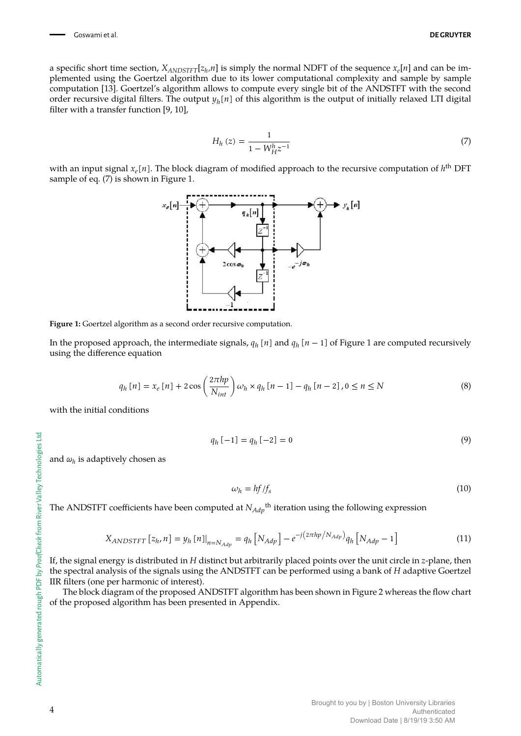a specific short time section, $X_{ANDSTFT}[z_h,n]$ is simply the normal NDFT of the sequence $x_e[n]$ and can be implemented using the Goertzel algorithm due to its lower computational complexity and sample by sample computation [13]. Goertzel's algorithm allows to compute every single bit of the ANDSTFT with the second order recursive digital filters. The output $y_h[n]$ of this algorithm is the output of initially relaxed LTI digital filter with a transfer function [9, 10],

$$H_h(z) = \frac{1}{1 - W_H^h z^{-1}} \tag{7}$$

with an input signal $x_e[n]$. The block diagram of modified approach to the recursive computation of $h^{\text{th}}$ DFT sample of eq. (7) is shown in Figure 1.

**Figure 1:** Goertzel algorithm as a second order recursive computation.

In the proposed approach, the intermediate signals, $q_h[n]$ and $q_h[n-1]$ of Figure 1 are computed recursively using the difference equation

$$q_h[n] = x_e[n] + 2\cos\left(\frac{2\pi hp}{N_{int}}\right)\omega_h \times q_h[n-1] - q_h[n-2], 0 \le n \le N \tag{8}$$

with the initial conditions

$$q_h[-1] = q_h[-2] = 0 \tag{9}$$

and $\omega_h$ is adaptively chosen as

$$\omega_h = hf/f_s \tag{10}$$

The ANDSTFT coefficients have been computed at ${N_{Adp}}^{\text{th}}$ iteration using the following expression

$$X_{ANDSTFT}[z_h, n] = y_h[n]\big|_{n=N_{Adp}} = q_h[N_{Adp}] - e^{-j(2\pi hp/N_{Adp})} q_h[N_{Adp} - 1] \tag{11}$$

If, the signal energy is distributed in $H$ distinct but arbitrarily placed points over the unit circle in $z$-plane, then the spectral analysis of the signals using the ANDSTFT can be performed using a bank of $H$ adaptive Goertzel IIR filters (one per harmonic of interest).

The block diagram of the proposed ANDSTFT algorithm has been shown in Figure 2 whereas the flow chart of the proposed algorithm has been presented in Appendix.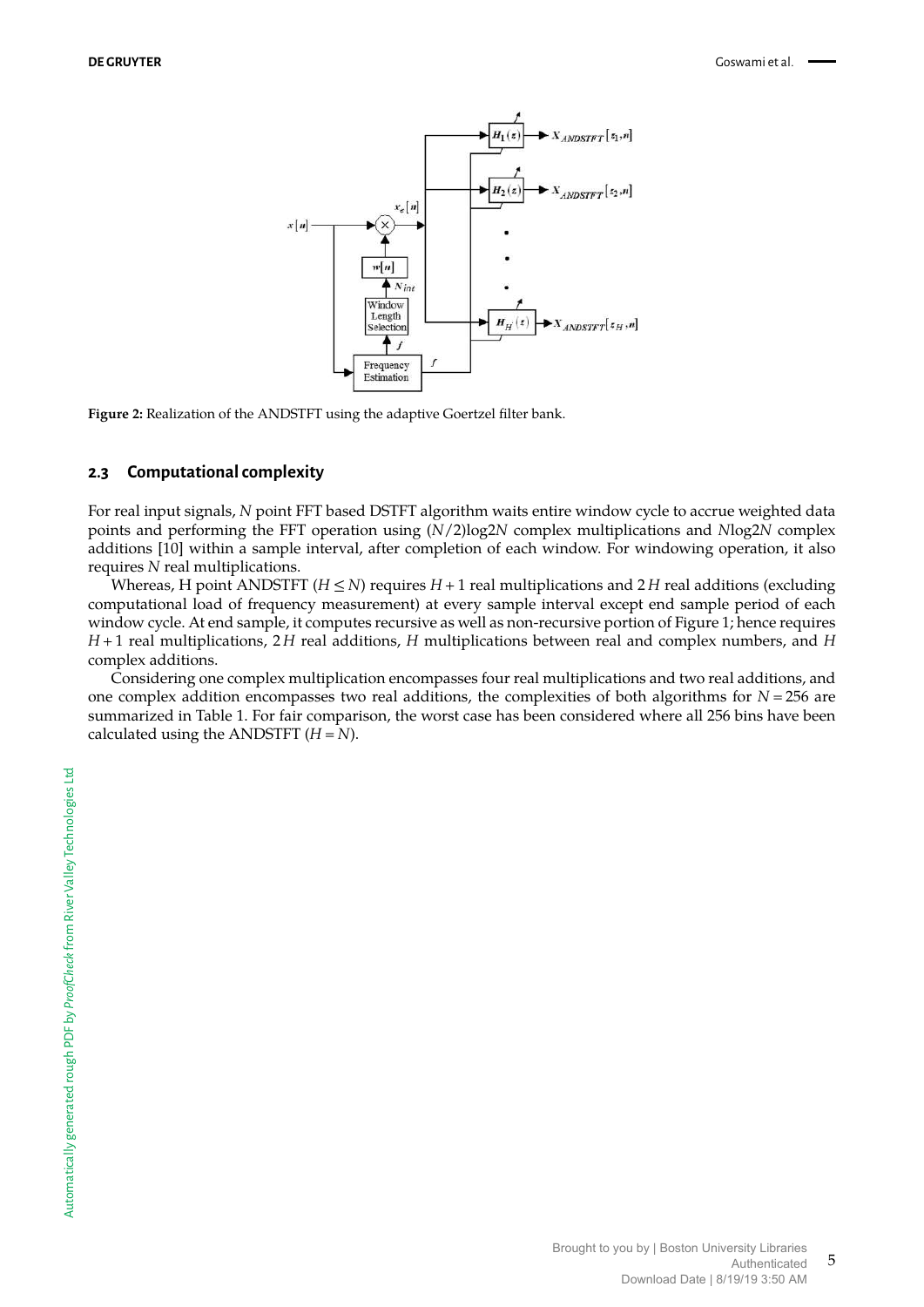Figure 2: Realization of the ANDSTFT using the adaptive Goertzel filter bank.

### 2.3 Computational complexity

For real input signals, $N$ point FFT based DSTFT algorithm waits entire window cycle to accrue weighted data points and performing the FFT operation using $(N/2)\log 2N$ complex multiplications and $N\log 2N$ complex additions [10] within a sample interval, after completion of each window. For windowing operation, it also requires $N$ real multiplications.

Whereas, H point ANDSTFT ($H \leq N$) requires $H+1$ real multiplications and $2H$ real additions (excluding computational load of frequency measurement) at every sample interval except end sample period of each window cycle. At end sample, it computes recursive as well as non-recursive portion of Figure 1; hence requires $H+1$ real multiplications, $2H$ real additions, $H$ multiplications between real and complex numbers, and $H$ complex additions.

Considering one complex multiplication encompasses four real multiplications and two real additions, and one complex addition encompasses two real additions, the complexities of both algorithms for $N = 256$ are summarized in Table 1. For fair comparison, the worst case has been considered where all 256 bins have been calculated using the ANDSTFT ($H = N$).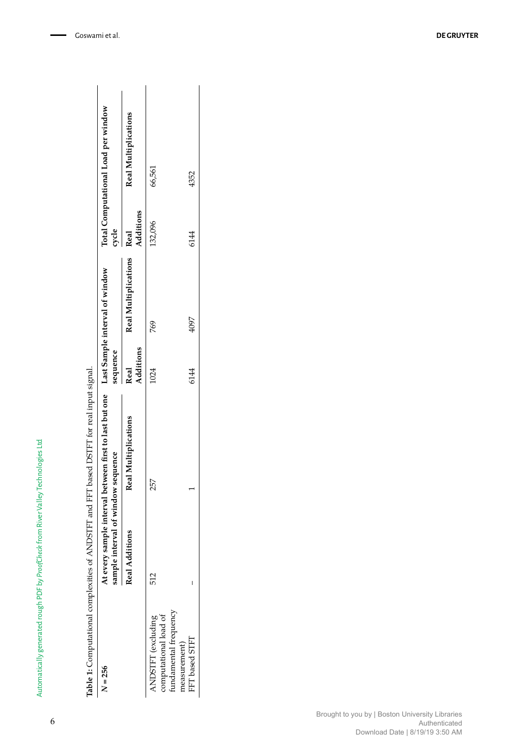**Table 1:** Computational complexities of ANDSTFT and FFT based DSTFT for real input signal.

| $N = 256$ | At every sample interval between first to last but one sample interval of window sequence | | Last Sample interval of window sequence | | Total Computational Load per window cycle | |
|---|---|---|---|---|---|---|
| | Real Additions | Real Multiplications | Real Additions | Real Multiplications | Real Additions | Real Multiplications |
| ANDSTFT (excluding computational load of fundamental frequency measurement) | 512 | 257 | 1024 | 769 | 132,096 | 66,561 |
| FFT based STFT | – | 1 | 6144 | 4097 | 6144 | 4352 |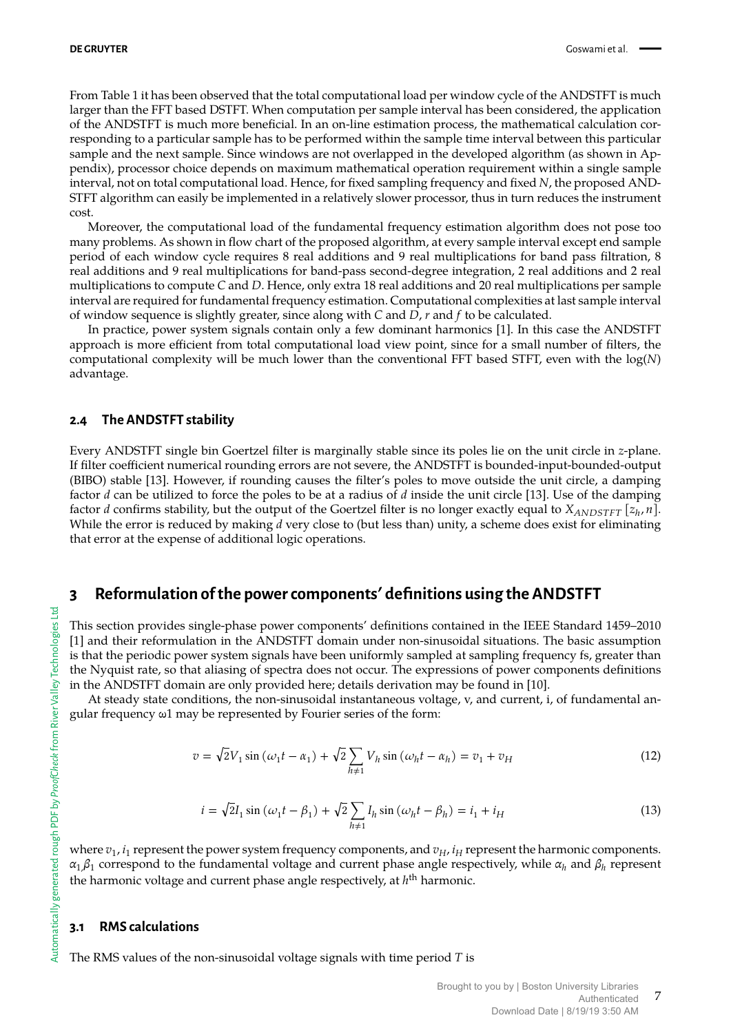From Table 1 it has been observed that the total computational load per window cycle of the ANDSTFT is much larger than the FFT based DSTFT. When computation per sample interval has been considered, the application of the ANDSTFT is much more beneficial. In an on-line estimation process, the mathematical calculation corresponding to a particular sample has to be performed within the sample time interval between this particular sample and the next sample. Since windows are not overlapped in the developed algorithm (as shown in Appendix), processor choice depends on maximum mathematical operation requirement within a single sample interval, not on total computational load. Hence, for fixed sampling frequency and fixed $N$, the proposed ANDSTFT algorithm can easily be implemented in a relatively slower processor, thus in turn reduces the instrument cost.

Moreover, the computational load of the fundamental frequency estimation algorithm does not pose too many problems. As shown in flow chart of the proposed algorithm, at every sample interval except end sample period of each window cycle requires 8 real additions and 9 real multiplications for band pass filtration, 8 real additions and 9 real multiplications for band-pass second-degree integration, 2 real additions and 2 real multiplications to compute $C$ and $D$. Hence, only extra 18 real additions and 20 real multiplications per sample interval are required for fundamental frequency estimation. Computational complexities at last sample interval of window sequence is slightly greater, since along with $C$ and $D$, $r$ and $f$ to be calculated.

In practice, power system signals contain only a few dominant harmonics [1]. In this case the ANDSTFT approach is more efficient from total computational load view point, since for a small number of filters, the computational complexity will be much lower than the conventional FFT based STFT, even with the log($N$) advantage.

### 2.4 The ANDSTFT stability

Every ANDSTFT single bin Goertzel filter is marginally stable since its poles lie on the unit circle in $z$-plane. If filter coefficient numerical rounding errors are not severe, the ANDSTFT is bounded-input-bounded-output (BIBO) stable [13]. However, if rounding causes the filter's poles to move outside the unit circle, a damping factor $d$ can be utilized to force the poles to be at a radius of $d$ inside the unit circle [13]. Use of the damping factor $d$ confirms stability, but the output of the Goertzel filter is no longer exactly equal to $X_{ANDSTFT}\left[z_h, n\right]$. While the error is reduced by making $d$ very close to (but less than) unity, a scheme does exist for eliminating that error at the expense of additional logic operations.

## 3 Reformulation of the power components' definitions using the ANDSTFT

This section provides single-phase power components' definitions contained in the IEEE Standard 1459–2010 [1] and their reformulation in the ANDSTFT domain under non-sinusoidal situations. The basic assumption is that the periodic power system signals have been uniformly sampled at sampling frequency fs, greater than the Nyquist rate, so that aliasing of spectra does not occur. The expressions of power components definitions in the ANDSTFT domain are only provided here; details derivation may be found in [10].

At steady state conditions, the non-sinusoidal instantaneous voltage, v, and current, i, of fundamental angular frequency ω1 may be represented by Fourier series of the form:

$$v = \sqrt{2}V_1 \sin\left(\omega_1 t - \alpha_1\right) + \sqrt{2}\sum_{h\neq 1} V_h \sin\left(\omega_h t - \alpha_h\right) = v_1 + v_H \tag{12}$$

$$i = \sqrt{2}I_1 \sin\left(\omega_1 t - \beta_1\right) + \sqrt{2}\sum_{h\neq 1} I_h \sin\left(\omega_h t - \beta_h\right) = i_1 + i_H \tag{13}$$

where $v_1, i_1$ represent the power system frequency components, and $v_H, i_H$ represent the harmonic components. $\alpha_1, \beta_1$ correspond to the fundamental voltage and current phase angle respectively, while $\alpha_h$ and $\beta_h$ represent the harmonic voltage and current phase angle respectively, at $h^{\text{th}}$ harmonic.

### 3.1 RMS calculations

The RMS values of the non-sinusoidal voltage signals with time period $T$ is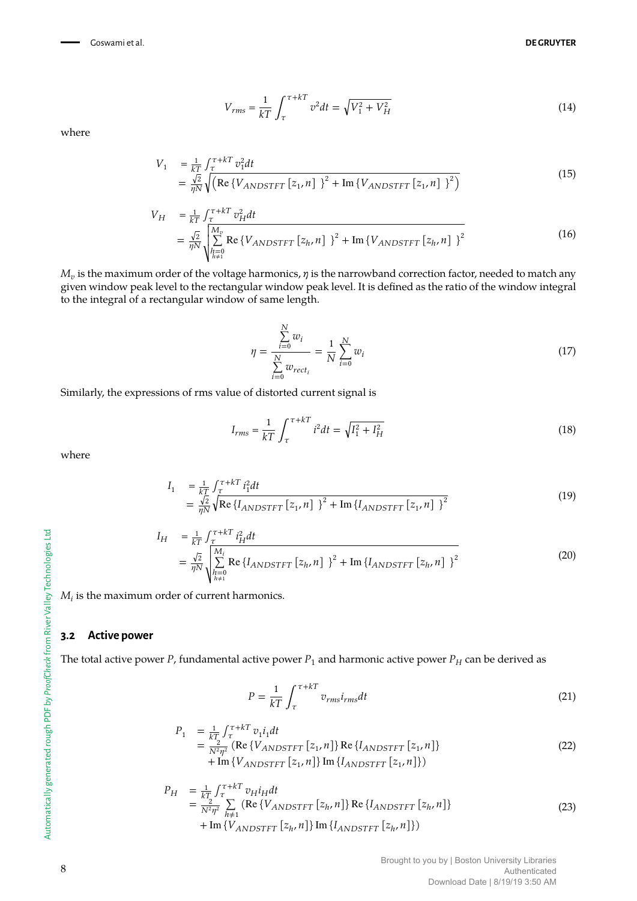$$V_{rms} = \frac{1}{kT}\int_{\tau}^{\tau+kT} v^2 dt = \sqrt{V_1^2 + V_H^2} \tag{14}$$

where

$$\begin{aligned} V_1 &= \tfrac{1}{kT}\int_{\tau}^{\tau+kT} v_1^2 dt \\ &= \tfrac{\sqrt{2}}{\eta N}\sqrt{\left(\text{Re}\left\{V_{ANDSTFT}\left[z_1, n\right]\right\}^2 + \text{Im}\left\{V_{ANDSTFT}\left[z_1, n\right]\right\}^2\right)} \end{aligned} \tag{15}$$

$$\begin{aligned} V_H &= \tfrac{1}{kT}\int_{\tau}^{\tau+kT} v_H^2 dt \\ &= \tfrac{\sqrt{2}}{\eta N}\sqrt{\sum_{\substack{h=0 \\ h\neq 1}}^{M_v} \text{Re}\left\{V_{ANDSTFT}\left[z_h, n\right]\right\}^2 + \text{Im}\left\{V_{ANDSTFT}\left[z_h, n\right]\right\}^2} \end{aligned} \tag{16}$$

$M_v$ is the maximum order of the voltage harmonics, $\eta$ is the narrowband correction factor, needed to match any given window peak level to the rectangular window peak level. It is defined as the ratio of the window integral to the integral of a rectangular window of same length.

$$\eta = \frac{\sum_{i=0}^{N} w_i}{\sum_{i=0}^{N} w_{rect_i}} = \frac{1}{N}\sum_{i=0}^{N} w_i \tag{17}$$

Similarly, the expressions of rms value of distorted current signal is

$$I_{rms} = \frac{1}{kT}\int_{\tau}^{\tau+kT} i^2 dt = \sqrt{I_1^2 + I_H^2} \tag{18}$$

where

$$\begin{aligned} I_1 &= \tfrac{1}{kT}\int_{\tau}^{\tau+kT} i_1^2 dt \\ &= \tfrac{\sqrt{2}}{\eta N}\sqrt{\text{Re}\left\{I_{ANDSTFT}\left[z_1, n\right]\right\}^2 + \text{Im}\left\{I_{ANDSTFT}\left[z_1, n\right]\right\}^2} \end{aligned} \tag{19}$$

$$\begin{aligned} I_H &= \tfrac{1}{kT}\int_{\tau}^{\tau+kT} i_H^2 dt \\ &= \tfrac{\sqrt{2}}{\eta N}\sqrt{\sum_{\substack{h=0 \\ h\neq 1}}^{M_i} \text{Re}\left\{I_{ANDSTFT}\left[z_h, n\right]\right\}^2 + \text{Im}\left\{I_{ANDSTFT}\left[z_h, n\right]\right\}^2} \end{aligned} \tag{20}$$

$M_i$ is the maximum order of current harmonics.

### 3.2 Active power

The total active power $P$, fundamental active power $P_1$ and harmonic active power $P_H$ can be derived as

$$P = \frac{1}{kT}\int_{\tau}^{\tau+kT} v_{rms} i_{rms} dt \tag{21}$$

$$\begin{aligned} P_1 &= \tfrac{1}{kT}\int_{\tau}^{\tau+kT} v_1 i_1 dt \\ &= \tfrac{2}{N^2\eta^2}\left(\text{Re}\left\{V_{ANDSTFT}\left[z_1, n\right]\right\}\text{Re}\left\{I_{ANDSTFT}\left[z_1, n\right]\right\}\right. \\ &\quad \left.+ \text{Im}\left\{V_{ANDSTFT}\left[z_1, n\right]\right\}\text{Im}\left\{I_{ANDSTFT}\left[z_1, n\right]\right\}\right) \end{aligned} \tag{22}$$

$$\begin{aligned} P_H &= \tfrac{1}{kT}\int_{\tau}^{\tau+kT} v_H i_H dt \\ &= \tfrac{2}{N^2\eta^2}\sum_{h\neq 1}\left(\text{Re}\left\{V_{ANDSTFT}\left[z_h, n\right]\right\}\text{Re}\left\{I_{ANDSTFT}\left[z_h, n\right]\right\}\right. \\ &\quad \left.+ \text{Im}\left\{V_{ANDSTFT}\left[z_h, n\right]\right\}\text{Im}\left\{I_{ANDSTFT}\left[z_h, n\right]\right\}\right) \end{aligned} \tag{23}$$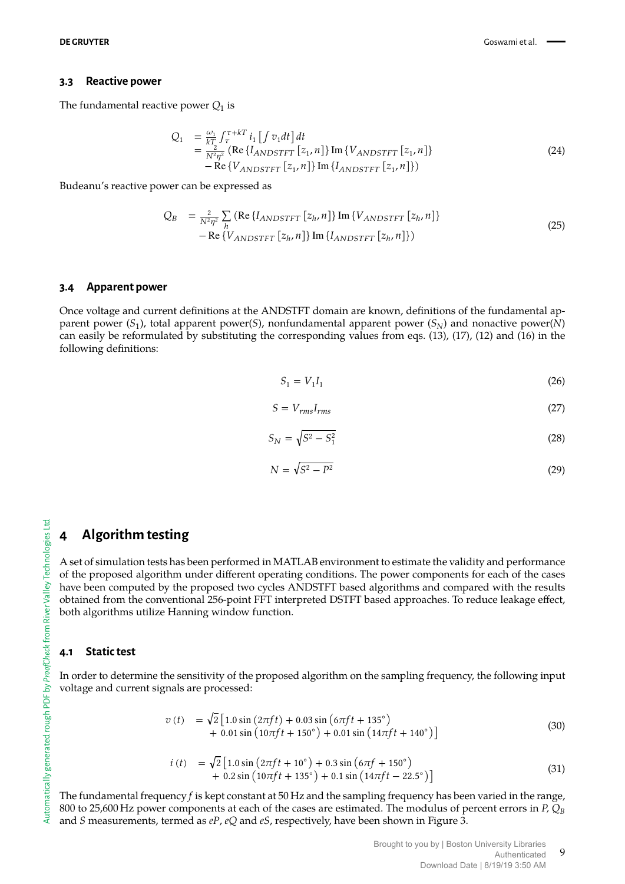### 3.3 Reactive power

The fundamental reactive power $Q_1$ is

$$
\begin{aligned}
Q_1 &= \frac{\omega_1}{kT}\int_{\tau}^{\tau+kT} i_1\left[\int v_1 dt\right] dt \\
&= \frac{2}{N^2\eta^2}\left(\mathrm{Re}\left\{I_{ANDSTFT}\left[z_1,n\right]\right\}\mathrm{Im}\left\{V_{ANDSTFT}\left[z_1,n\right]\right\}\right. \\
&\quad \left. -\,\mathrm{Re}\left\{V_{ANDSTFT}\left[z_1,n\right]\right\}\mathrm{Im}\left\{I_{ANDSTFT}\left[z_1,n\right]\right\}\right)
\end{aligned}
\tag{24}
$$

Budeanu's reactive power can be expressed as

$$
\begin{aligned}
Q_B &= \frac{2}{N^2\eta^2}\sum_h \left(\mathrm{Re}\left\{I_{ANDSTFT}\left[z_h,n\right]\right\}\mathrm{Im}\left\{V_{ANDSTFT}\left[z_h,n\right]\right\}\right. \\
&\quad \left. -\,\mathrm{Re}\left\{V_{ANDSTFT}\left[z_h,n\right]\right\}\mathrm{Im}\left\{I_{ANDSTFT}\left[z_h,n\right]\right\}\right)
\end{aligned}
\tag{25}
$$

### 3.4 Apparent power

Once voltage and current definitions at the ANDSTFT domain are known, definitions of the fundamental apparent power ($S_1$), total apparent power($S$), nonfundamental apparent power ($S_N$) and nonactive power($N$) can easily be reformulated by substituting the corresponding values from eqs. (13), (17), (12) and (16) in the following definitions:

$$S_1 = V_1 I_1 \tag{26}$$

$$S = V_{rms} I_{rms} \tag{27}$$

$$S_N = \sqrt{S^2 - S_1^2} \tag{28}$$

$$N = \sqrt{S^2 - P^2} \tag{29}$$

## 4 Algorithm testing

A set of simulation tests has been performed in MATLAB environment to estimate the validity and performance of the proposed algorithm under different operating conditions. The power components for each of the cases have been computed by the proposed two cycles ANDSTFT based algorithms and compared with the results obtained from the conventional 256-point FFT interpreted DSTFT based approaches. To reduce leakage effect, both algorithms utilize Hanning window function.

### 4.1 Static test

In order to determine the sensitivity of the proposed algorithm on the sampling frequency, the following input voltage and current signals are processed:

$$
\begin{aligned}
v(t) &= \sqrt{2}\left[1.0\sin\left(2\pi f t\right) + 0.03\sin\left(6\pi f t + 135^\circ\right)\right. \\
&\quad \left. +\ 0.01\sin\left(10\pi f t + 150^\circ\right) + 0.01\sin\left(14\pi f t + 140^\circ\right)\right]
\end{aligned}
\tag{30}
$$

$$
\begin{aligned}
i(t) &= \sqrt{2}\left[1.0\sin\left(2\pi f t + 10^\circ\right) + 0.3\sin\left(6\pi f + 150^\circ\right)\right. \\
&\quad \left. +\ 0.2\sin\left(10\pi f t + 135^\circ\right) + 0.1\sin\left(14\pi f t - 22.5^\circ\right)\right]
\end{aligned}
\tag{31}
$$

The fundamental frequency $f$ is kept constant at 50 Hz and the sampling frequency has been varied in the range, 800 to 25,600 Hz power components at each of the cases are estimated. The modulus of percent errors in $P$, $Q_B$ and $S$ measurements, termed as $eP$, $eQ$ and $eS$, respectively, have been shown in Figure 3.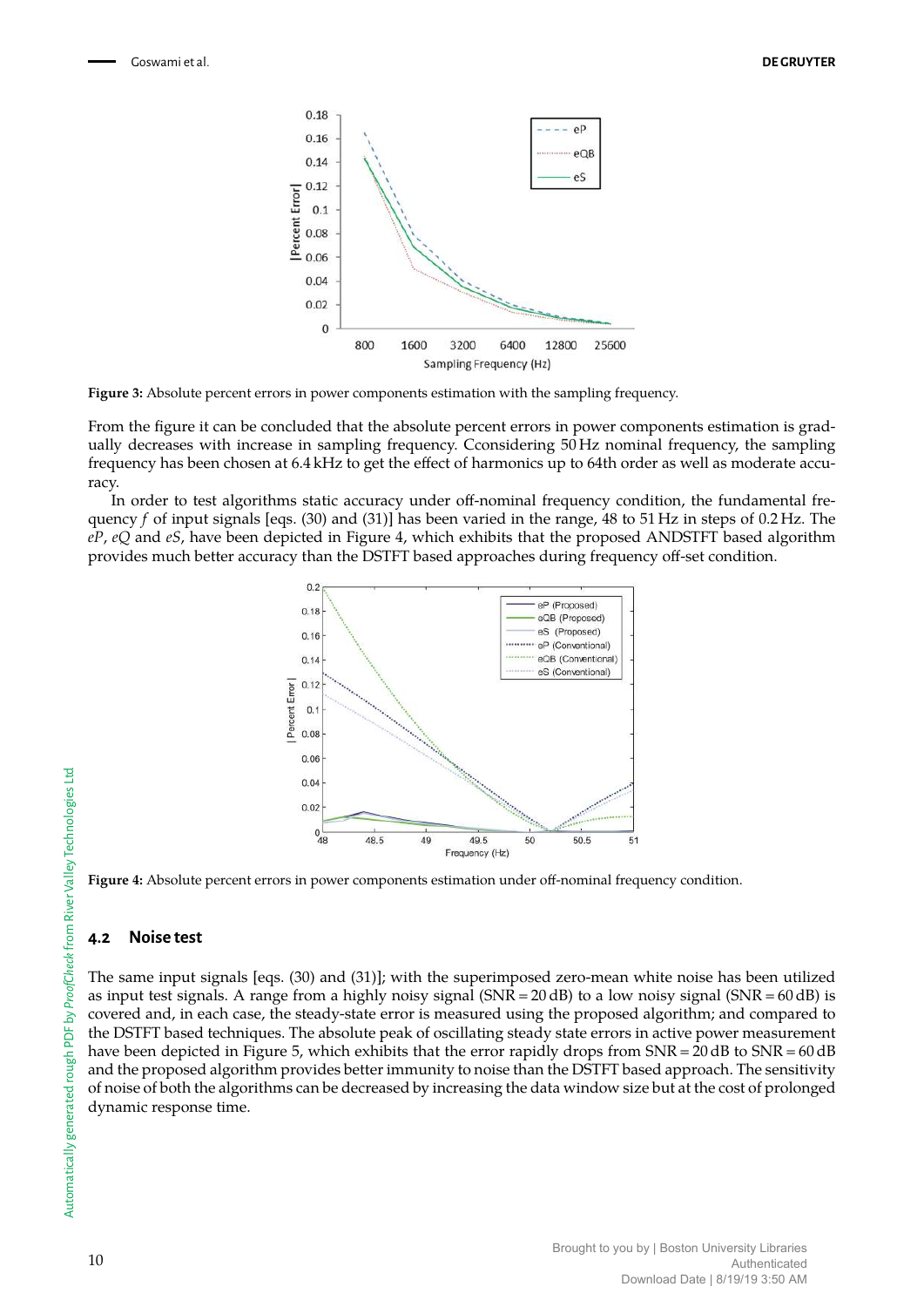Figure 3: Absolute percent errors in power components estimation with the sampling frequency.

From the figure it can be concluded that the absolute percent errors in power components estimation is gradually decreases with increase in sampling frequency. Cconsidering 50 Hz nominal frequency, the sampling frequency has been chosen at 6.4 kHz to get the effect of harmonics up to 64th order as well as moderate accuracy.

In order to test algorithms static accuracy under off-nominal frequency condition, the fundamental frequency $f$ of input signals [eqs. (30) and (31)] has been varied in the range, 48 to 51 Hz in steps of 0.2 Hz. The $eP$, $eQ$ and $eS$, have been depicted in Figure 4, which exhibits that the proposed ANDSTFT based algorithm provides much better accuracy than the DSTFT based approaches during frequency off-set condition.

Figure 4: Absolute percent errors in power components estimation under off-nominal frequency condition.

## 4.2 Noise test

The same input signals [eqs. (30) and (31)]; with the superimposed zero-mean white noise has been utilized as input test signals. A range from a highly noisy signal (SNR = 20 dB) to a low noisy signal (SNR = 60 dB) is covered and, in each case, the steady-state error is measured using the proposed algorithm; and compared to the DSTFT based techniques. The absolute peak of oscillating steady state errors in active power measurement have been depicted in Figure 5, which exhibits that the error rapidly drops from SNR = 20 dB to SNR = 60 dB and the proposed algorithm provides better immunity to noise than the DSTFT based approach. The sensitivity of noise of both the algorithms can be decreased by increasing the data window size but at the cost of prolonged dynamic response time.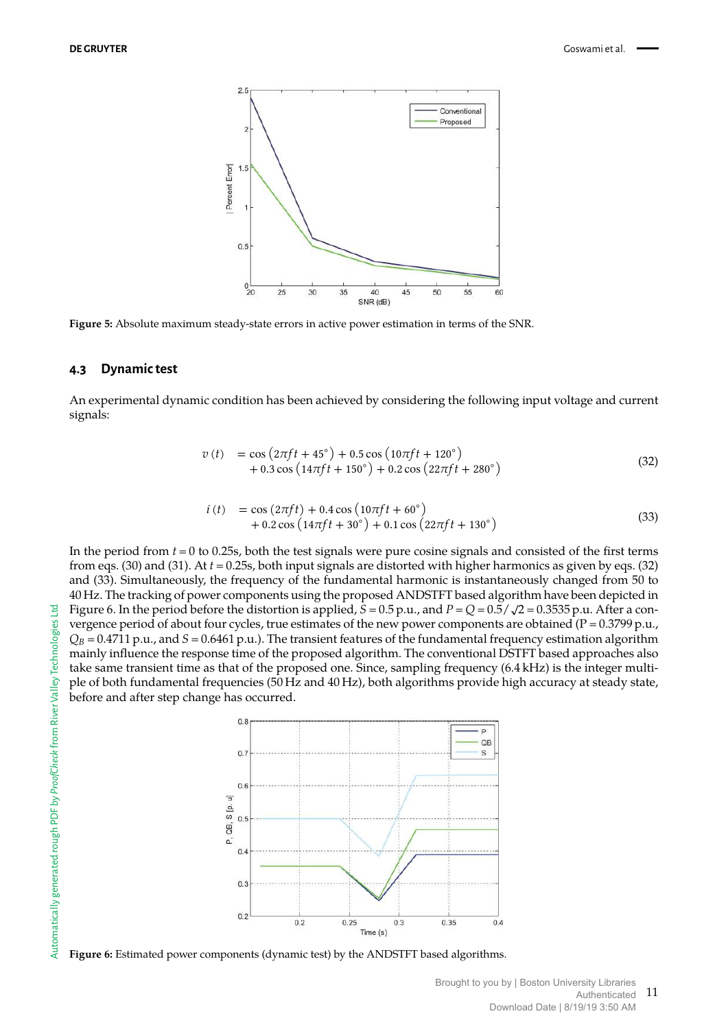Figure 5: Absolute maximum steady-state errors in active power estimation in terms of the SNR.

### 4.3 Dynamic test

An experimental dynamic condition has been achieved by considering the following input voltage and current signals:

$$
\begin{aligned}
v(t) \quad &= \cos\left(2\pi f t + 45^\circ\right) + 0.5\cos\left(10\pi f t + 120^\circ\right) \\
&\quad + 0.3\cos\left(14\pi f t + 150^\circ\right) + 0.2\cos\left(22\pi f t + 280^\circ\right)
\end{aligned}
\tag{32}
$$

$$
\begin{aligned}
i(t) \quad &= \cos\left(2\pi f t\right) + 0.4\cos\left(10\pi f t + 60^\circ\right) \\
&\quad + 0.2\cos\left(14\pi f t + 30^\circ\right) + 0.1\cos\left(22\pi f t + 130^\circ\right)
\end{aligned}
\tag{33}
$$

In the period from $t = 0$ to 0.25s, both the test signals were pure cosine signals and consisted of the first terms from eqs. (30) and (31). At $t = 0.25$s, both input signals are distorted with higher harmonics as given by eqs. (32) and (33). Simultaneously, the frequency of the fundamental harmonic is instantaneously changed from 50 to 40 Hz. The tracking of power components using the proposed ANDSTFT based algorithm have been depicted in Figure 6. In the period before the distortion is applied, $S = 0.5$ p.u., and $P = Q = 0.5/\sqrt{2} = 0.3535$ p.u. After a convergence period of about four cycles, true estimates of the new power components are obtained (P = 0.3799 p.u., $Q_B = 0.4711$ p.u., and $S = 0.6461$ p.u.). The transient features of the fundamental frequency estimation algorithm mainly influence the response time of the proposed algorithm. The conventional DSTFT based approaches also take same transient time as that of the proposed one. Since, sampling frequency (6.4 kHz) is the integer multiple of both fundamental frequencies (50 Hz and 40 Hz), both algorithms provide high accuracy at steady state, before and after step change has occurred.

Figure 6: Estimated power components (dynamic test) by the ANDSTFT based algorithms.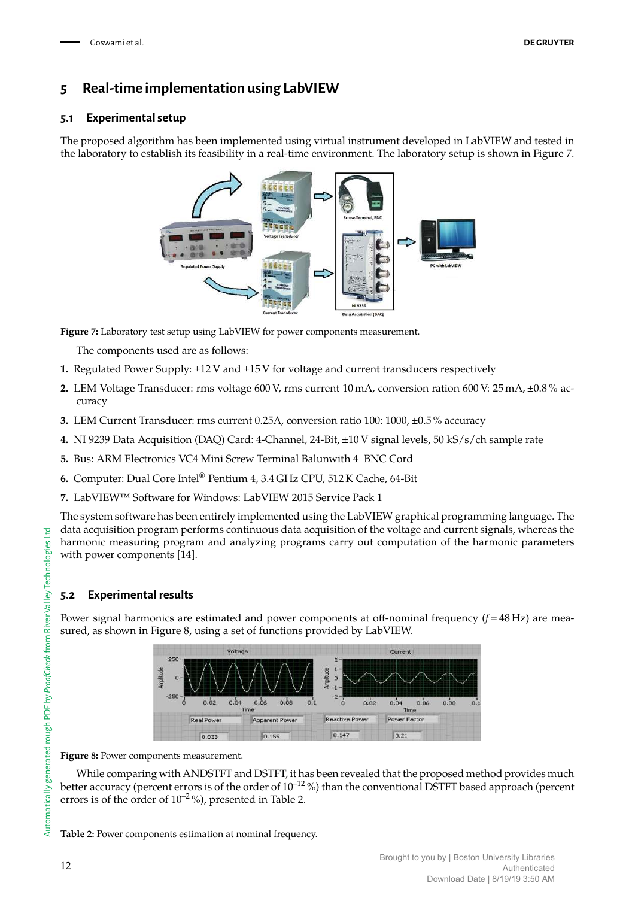## 5 Real-time implementation using LabVIEW

### 5.1 Experimental setup

The proposed algorithm has been implemented using virtual instrument developed in LabVIEW and tested in the laboratory to establish its feasibility in a real-time environment. The laboratory setup is shown in Figure 7.

**Figure 7:** Laboratory test setup using LabVIEW for power components measurement.

The components used are as follows:

1. Regulated Power Supply: ±12 V and ±15 V for voltage and current transducers respectively
2. LEM Voltage Transducer: rms voltage 600 V, rms current 10 mA, conversion ration 600 V: 25 mA, ±0.8 % accuracy
3. LEM Current Transducer: rms current 0.25A, conversion ratio 100: 1000, ±0.5 % accuracy
4. NI 9239 Data Acquisition (DAQ) Card: 4-Channel, 24-Bit, ±10 V signal levels, 50 kS/s/ch sample rate
5. Bus: ARM Electronics VC4 Mini Screw Terminal Balunwith 4 BNC Cord
6. Computer: Dual Core Intel® Pentium 4, 3.4 GHz CPU, 512 K Cache, 64-Bit
7. LabVIEW™ Software for Windows: LabVIEW 2015 Service Pack 1

The system software has been entirely implemented using the LabVIEW graphical programming language. The data acquisition program performs continuous data acquisition of the voltage and current signals, whereas the harmonic measuring program and analyzing programs carry out computation of the harmonic parameters with power components [14].

### 5.2 Experimental results

Power signal harmonics are estimated and power components at off-nominal frequency ($f = 48$ Hz) are measured, as shown in Figure 8, using a set of functions provided by LabVIEW.

**Figure 8:** Power components measurement.

While comparing with ANDSTFT and DSTFT, it has been revealed that the proposed method provides much better accuracy (percent errors is of the order of $10^{-12}$ %) than the conventional DSTFT based approach (percent errors is of the order of $10^{-2}$ %), presented in Table 2.

**Table 2:** Power components estimation at nominal frequency.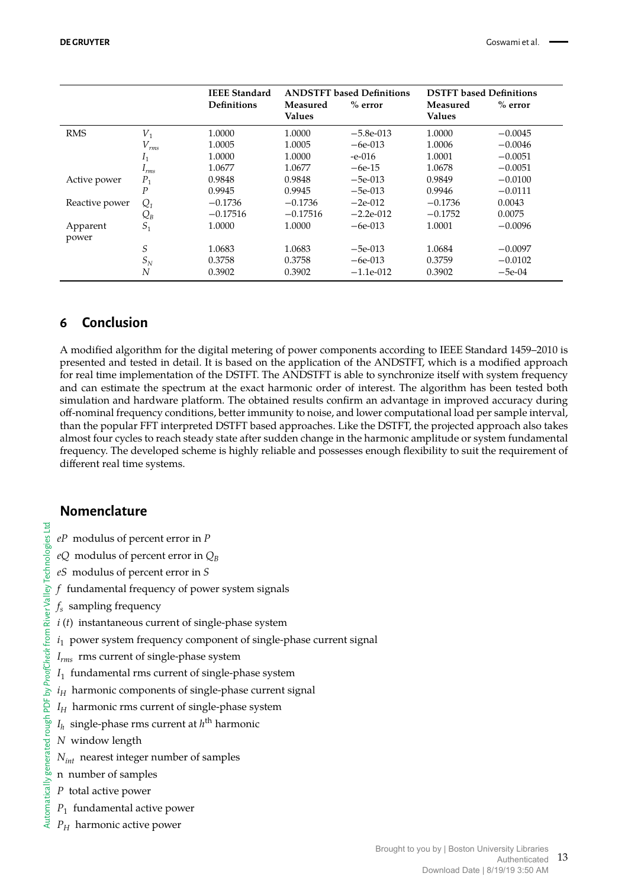| | | IEEE Standard Definitions | ANDSTFT based Definitions | | DSTFT based Definitions | |
|---|---|---|---|---|---|---|
| | | | Measured Values | % error | Measured Values | % error |
| RMS | $V_1$ | 1.0000 | 1.0000 | −5.8e-013 | 1.0000 | −0.0045 |
| | $V_{rms}$ | 1.0005 | 1.0005 | −6e-013 | 1.0006 | −0.0046 |
| | $I_1$ | 1.0000 | 1.0000 | -e-016 | 1.0001 | −0.0051 |
| | $I_{rms}$ | 1.0677 | 1.0677 | −6e-15 | 1.0678 | −0.0051 |
| Active power | $P_1$ | 0.9848 | 0.9848 | −5e-013 | 0.9849 | −0.0100 |
| | $P$ | 0.9945 | 0.9945 | −5e-013 | 0.9946 | −0.0111 |
| Reactive power | $Q_1$ | −0.1736 | −0.1736 | −2e-012 | −0.1736 | 0.0043 |
| | $Q_B$ | −0.17516 | −0.17516 | −2.2e-012 | −0.1752 | 0.0075 |
| Apparent power | $S_1$ | 1.0000 | 1.0000 | −6e-013 | 1.0001 | −0.0096 |
| | $S$ | 1.0683 | 1.0683 | −5e-013 | 1.0684 | −0.0097 |
| | $S_N$ | 0.3758 | 0.3758 | −6e-013 | 0.3759 | −0.0102 |
| | $N$ | 0.3902 | 0.3902 | −1.1e-012 | 0.3902 | −5e-04 |

## 6 Conclusion

A modified algorithm for the digital metering of power components according to IEEE Standard 1459–2010 is presented and tested in detail. It is based on the application of the ANDSTFT, which is a modified approach for real time implementation of the DSTFT. The ANDSTFT is able to synchronize itself with system frequency and can estimate the spectrum at the exact harmonic order of interest. The algorithm has been tested both simulation and hardware platform. The obtained results confirm an advantage in improved accuracy during off-nominal frequency conditions, better immunity to noise, and lower computational load per sample interval, than the popular FFT interpreted DSTFT based approaches. Like the DSTFT, the projected approach also takes almost four cycles to reach steady state after sudden change in the harmonic amplitude or system fundamental frequency. The developed scheme is highly reliable and possesses enough flexibility to suit the requirement of different real time systems.

## Nomenclature

- $eP$ modulus of percent error in $P$
- $eQ$ modulus of percent error in $Q_B$
- $eS$ modulus of percent error in $S$
- $f$ fundamental frequency of power system signals
- $f_s$ sampling frequency
- $i(t)$ instantaneous current of single-phase system
- $i_1$ power system frequency component of single-phase current signal
- $I_{rms}$ rms current of single-phase system
- $I_1$ fundamental rms current of single-phase system
- $i_H$ harmonic components of single-phase current signal
- $I_H$ harmonic rms current of single-phase system
- $I_h$ single-phase rms current at $h^{\text{th}}$ harmonic
- $N$ window length
- $N_{int}$ nearest integer number of samples
- n number of samples
- $P$ total active power
- $P_1$ fundamental active power
- $P_H$ harmonic active power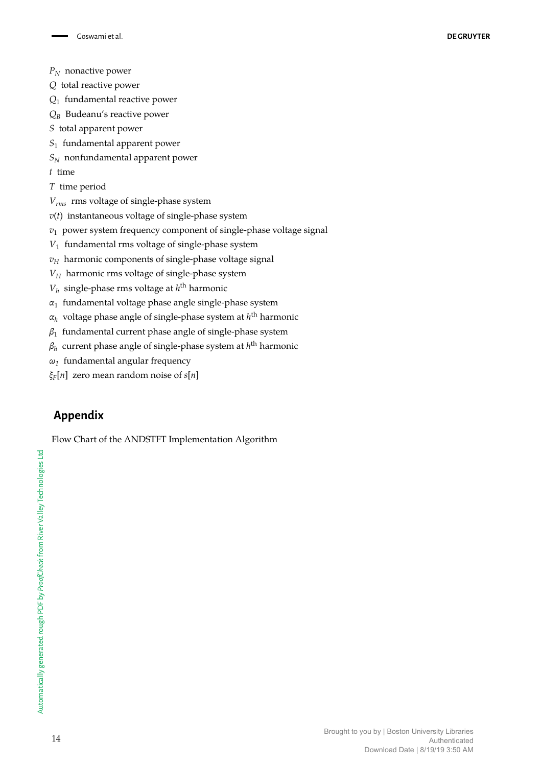$P_N$ nonactive power

$Q$ total reactive power

$Q_1$ fundamental reactive power

$Q_B$ Budeanu's reactive power

$S$ total apparent power

$S_1$ fundamental apparent power

$S_N$ nonfundamental apparent power

$t$ time

$T$ time period

$V_{rms}$ rms voltage of single-phase system

$v(t)$ instantaneous voltage of single-phase system

$v_1$ power system frequency component of single-phase voltage signal

$V_1$ fundamental rms voltage of single-phase system

$v_H$ harmonic components of single-phase voltage signal

$V_H$ harmonic rms voltage of single-phase system

$V_h$ single-phase rms voltage at $h^{\text{th}}$ harmonic

$\alpha_1$ fundamental voltage phase angle single-phase system

$\alpha_h$ voltage phase angle of single-phase system at $h^{\text{th}}$ harmonic

$\beta_1$ fundamental current phase angle of single-phase system

$\beta_h$ current phase angle of single-phase system at $h^{\text{th}}$ harmonic

$\omega_1$ fundamental angular frequency

$\xi_F[n]$ zero mean random noise of $s[n]$

## Appendix

Flow Chart of the ANDSTFT Implementation Algorithm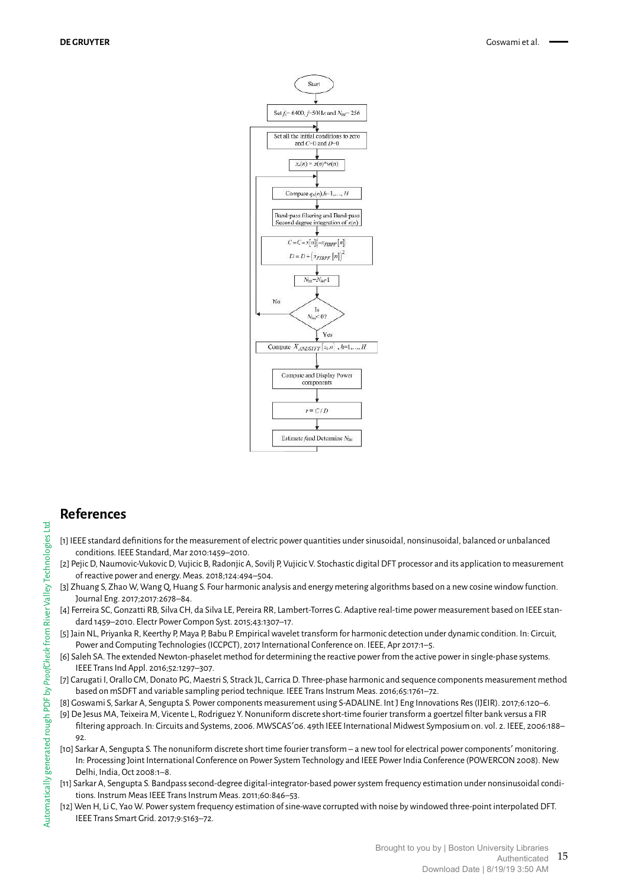## References

[1] IEEE standard definitions for the measurement of electric power quantities under sinusoidal, nonsinusoidal, balanced or unbalanced conditions. IEEE Standard, Mar 2010:1459–2010.

[2] Pejic D, Naumovic-Vukovic D, Vujicic B, Radonjic A, Sovilj P, Vujicic V. Stochastic digital DFT processor and its application to measurement of reactive power and energy. Meas. 2018;124:494–504.

[3] Zhuang S, Zhao W, Wang Q, Huang S. Four harmonic analysis and energy metering algorithms based on a new cosine window function. Journal Eng. 2017;2017:2678–84.

[4] Ferreira SC, Gonzatti RB, Silva CH, da Silva LE, Pereira RR, Lambert-Torres G. Adaptive real-time power measurement based on IEEE standard 1459–2010. Electr Power Compon Syst. 2015;43:1307–17.

[5] Jain NL, Priyanka R, Keerthy P, Maya P, Babu P. Empirical wavelet transform for harmonic detection under dynamic condition. In: Circuit, Power and Computing Technologies (ICCPCT), 2017 International Conference on. IEEE, Apr 2017:1–5.

[6] Saleh SA. The extended Newton-phaselet method for determining the reactive power from the active power in single-phase systems. IEEE Trans Ind Appl. 2016;52:1297–307.

[7] Carugati I, Orallo CM, Donato PG, Maestri S, Strack JL, Carrica D. Three-phase harmonic and sequence components measurement method based on mSDFT and variable sampling period technique. IEEE Trans Instrum Meas. 2016;65:1761–72.

[8] Goswami S, Sarkar A, Sengupta S. Power components measurement using S-ADALINE. Int J Eng Innovations Res (IJEIR). 2017;6:120–6.

[9] De Jesus MA, Teixeira M, Vicente L, Rodriguez Y. Nonuniform discrete short-time fourier transform a goertzel filter bank versus a FIR filtering approach. In: Circuits and Systems, 2006. MWSCAS'06. 49th IEEE International Midwest Symposium on. vol. 2. IEEE, 2006:188–92.

[10] Sarkar A, Sengupta S. The nonuniform discrete short time fourier transform – a new tool for electrical power components' monitoring. In: Processing Joint International Conference on Power System Technology and IEEE Power India Conference (POWERCON 2008). New Delhi, India, Oct 2008:1–8.

[11] Sarkar A, Sengupta S. Bandpass second-degree digital-integrator-based power system frequency estimation under nonsinusoidal conditions. Instrum Meas IEEE Trans Instrum Meas. 2011;60:846–53.

[12] Wen H, Li C, Yao W. Power system frequency estimation of sine-wave corrupted with noise by windowed three-point interpolated DFT. IEEE Trans Smart Grid. 2017;9:5163–72.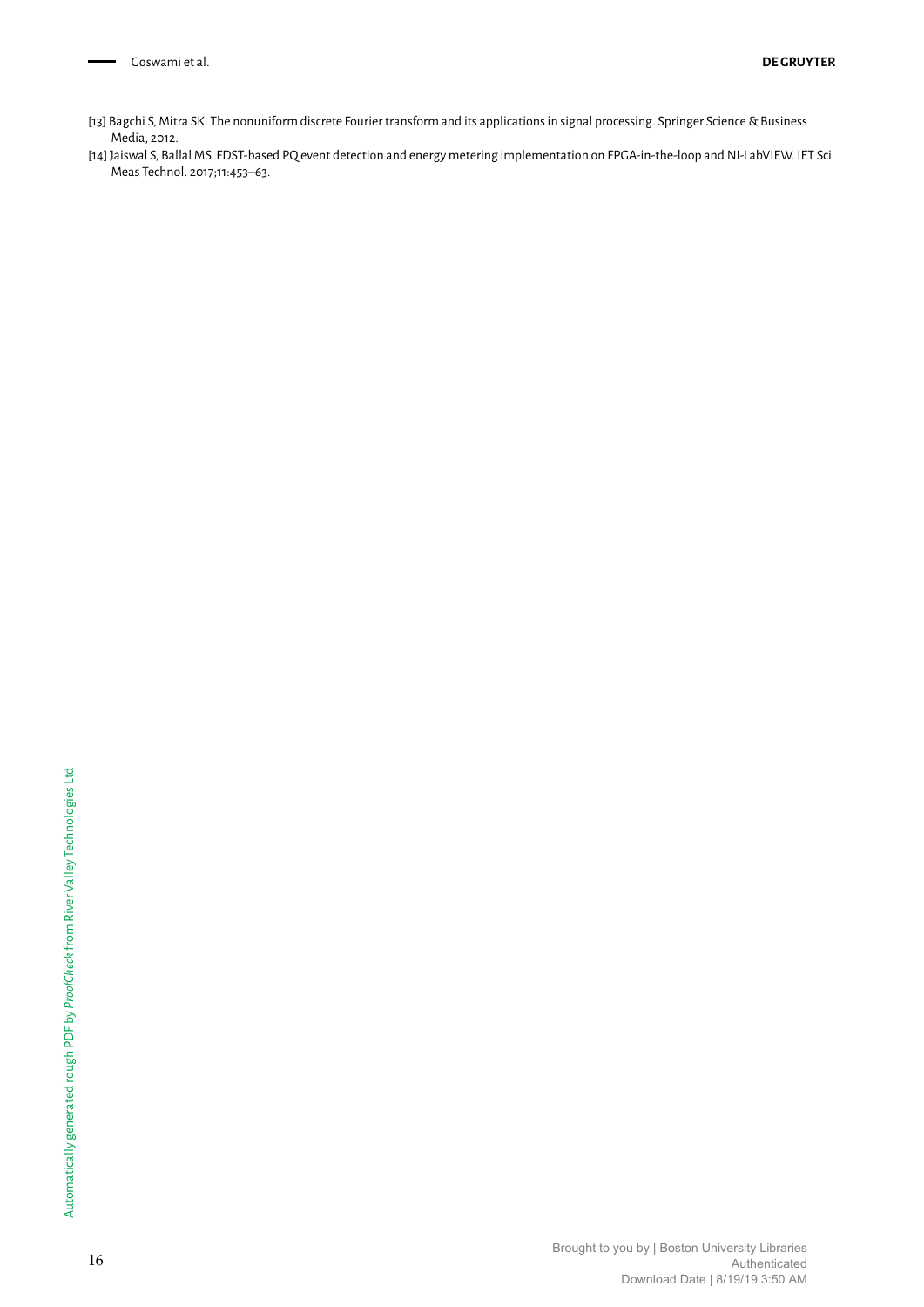[13] Bagchi S, Mitra SK. The nonuniform discrete Fourier transform and its applications in signal processing. Springer Science & Business Media, 2012.

[14] Jaiswal S, Ballal MS. FDST-based PQ event detection and energy metering implementation on FPGA-in-the-loop and NI-LabVIEW. IET Sci Meas Technol. 2017;11:453–63.